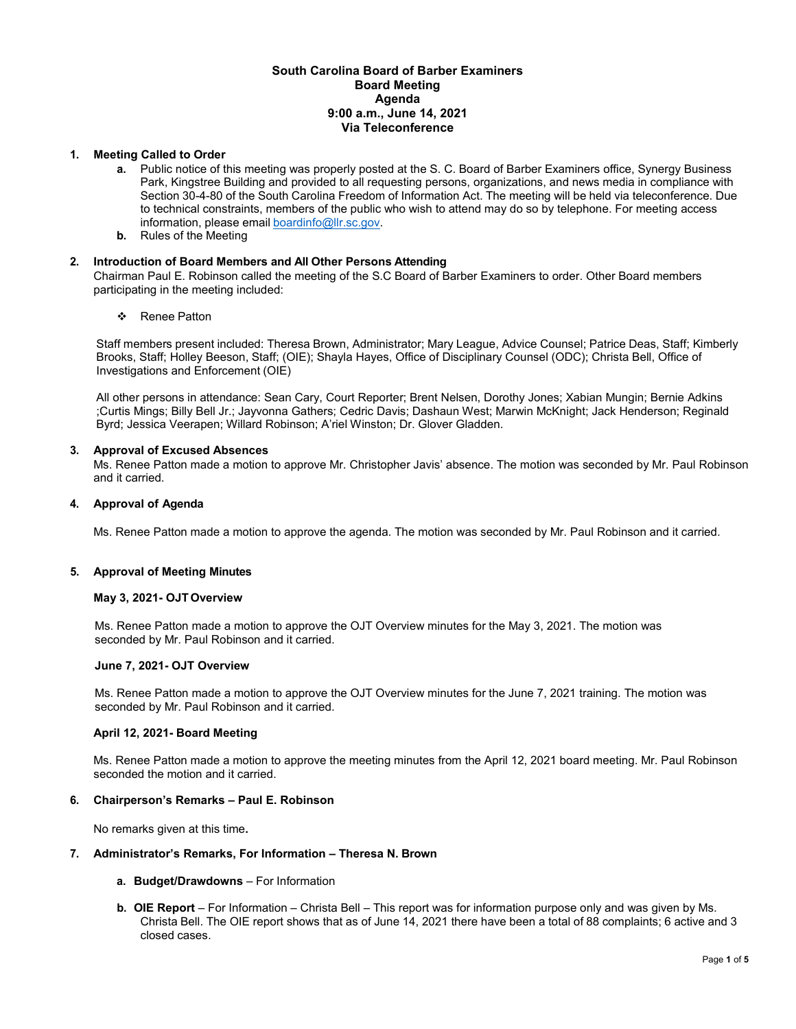# South Carolina Board of Barber Examiners
## Board Meeting
## Agenda
## 9:00 a.m., June 14, 2021
## Via Teleconference

1. **Meeting Called to Order**
   - **a.** Public notice of this meeting was properly posted at the S. C. Board of Barber Examiners office, Synergy Business Park, Kingstree Building and provided to all requesting persons, organizations, and news media in compliance with Section 30-4-80 of the South Carolina Freedom of Information Act. The meeting will be held via teleconference. Due to technical constraints, members of the public who wish to attend may do so by telephone. For meeting access information, please email boardinfo@llr.sc.gov.
   - **b.** Rules of the Meeting

2. **Introduction of Board Members and All Other Persons Attending**

   Chairman Paul E. Robinson called the meeting of the S.C Board of Barber Examiners to order. Other Board members participating in the meeting included:

   - Renee Patton

   Staff members present included: Theresa Brown, Administrator; Mary League, Advice Counsel; Patrice Deas, Staff; Kimberly Brooks, Staff; Holley Beeson, Staff; (OIE); Shayla Hayes, Office of Disciplinary Counsel (ODC); Christa Bell, Office of Investigations and Enforcement (OIE)

   All other persons in attendance: Sean Cary, Court Reporter; Brent Nelsen, Dorothy Jones; Xabian Mungin; Bernie Adkins ;Curtis Mings; Billy Bell Jr.; Jayvonna Gathers; Cedric Davis; Dashaun West; Marwin McKnight; Jack Henderson; Reginald Byrd; Jessica Veerapen; Willard Robinson; A'riel Winston; Dr. Glover Gladden.

3. **Approval of Excused Absences**

   Ms. Renee Patton made a motion to approve Mr. Christopher Javis' absence. The motion was seconded by Mr. Paul Robinson and it carried.

4. **Approval of Agenda**

   Ms. Renee Patton made a motion to approve the agenda. The motion was seconded by Mr. Paul Robinson and it carried.

5. **Approval of Meeting Minutes**

   **May 3, 2021- OJT Overview**

   Ms. Renee Patton made a motion to approve the OJT Overview minutes for the May 3, 2021. The motion was seconded by Mr. Paul Robinson and it carried.

   **June 7, 2021- OJT Overview**

   Ms. Renee Patton made a motion to approve the OJT Overview minutes for the June 7, 2021 training. The motion was seconded by Mr. Paul Robinson and it carried.

   **April 12, 2021- Board Meeting**

   Ms. Renee Patton made a motion to approve the meeting minutes from the April 12, 2021 board meeting. Mr. Paul Robinson seconded the motion and it carried.

6. **Chairperson's Remarks – Paul E. Robinson**

   No remarks given at this time**.**

7. **Administrator's Remarks, For Information – Theresa N. Brown**
   - **a. Budget/Drawdowns** – For Information
   - **b. OIE Report** – For Information – Christa Bell – This report was for information purpose only and was given by Ms. Christa Bell. The OIE report shows that as of June 14, 2021 there have been a total of 88 complaints; 6 active and 3 closed cases.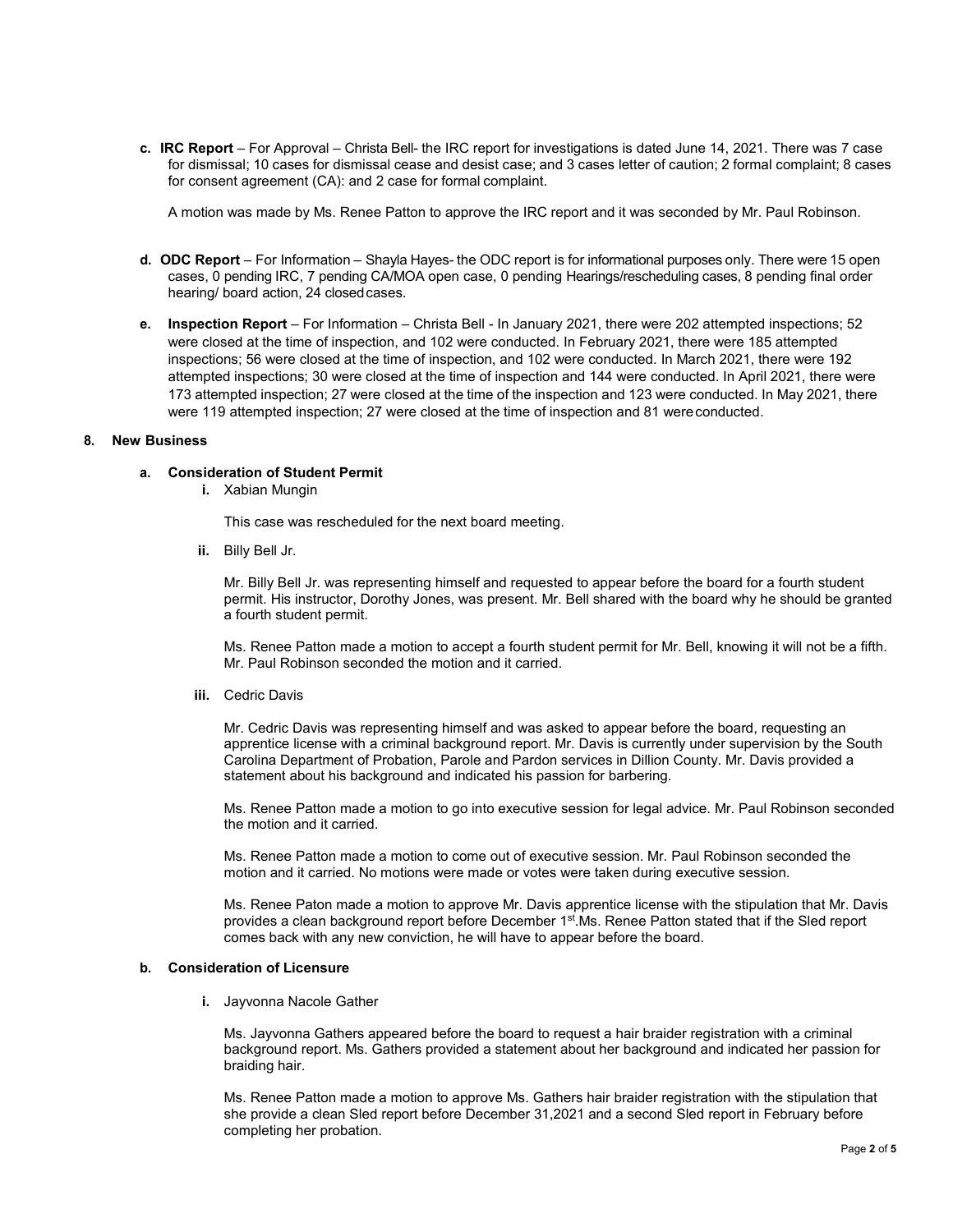c. **IRC Report** – For Approval – Christa Bell- the IRC report for investigations is dated June 14, 2021. There was 7 case for dismissal; 10 cases for dismissal cease and desist case; and 3 cases letter of caution; 2 formal complaint; 8 cases for consent agreement (CA): and 2 case for formal complaint.

   A motion was made by Ms. Renee Patton to approve the IRC report and it was seconded by Mr. Paul Robinson.

d. **ODC Report** – For Information – Shayla Hayes- the ODC report is for informational purposes only. There were 15 open cases, 0 pending IRC, 7 pending CA/MOA open case, 0 pending Hearings/rescheduling cases, 8 pending final order hearing/ board action, 24 closed cases.

e. **Inspection Report** – For Information – Christa Bell - In January 2021, there were 202 attempted inspections; 52 were closed at the time of inspection, and 102 were conducted. In February 2021, there were 185 attempted inspections; 56 were closed at the time of inspection, and 102 were conducted. In March 2021, there were 192 attempted inspections; 30 were closed at the time of inspection and 144 were conducted. In April 2021, there were 173 attempted inspection; 27 were closed at the time of the inspection and 123 were conducted. In May 2021, there were 119 attempted inspection; 27 were closed at the time of inspection and 81 were conducted.

**8. New Business**

**a. Consideration of Student Permit**

**i.** Xabian Mungin

This case was rescheduled for the next board meeting.

**ii.** Billy Bell Jr.

Mr. Billy Bell Jr. was representing himself and requested to appear before the board for a fourth student permit. His instructor, Dorothy Jones, was present. Mr. Bell shared with the board why he should be granted a fourth student permit.

Ms. Renee Patton made a motion to accept a fourth student permit for Mr. Bell, knowing it will not be a fifth. Mr. Paul Robinson seconded the motion and it carried.

**iii.** Cedric Davis

Mr. Cedric Davis was representing himself and was asked to appear before the board, requesting an apprentice license with a criminal background report. Mr. Davis is currently under supervision by the South Carolina Department of Probation, Parole and Pardon services in Dillion County. Mr. Davis provided a statement about his background and indicated his passion for barbering.

Ms. Renee Patton made a motion to go into executive session for legal advice. Mr. Paul Robinson seconded the motion and it carried.

Ms. Renee Patton made a motion to come out of executive session. Mr. Paul Robinson seconded the motion and it carried. No motions were made or votes were taken during executive session.

Ms. Renee Paton made a motion to approve Mr. Davis apprentice license with the stipulation that Mr. Davis provides a clean background report before December 1st.Ms. Renee Patton stated that if the Sled report comes back with any new conviction, he will have to appear before the board.

**b. Consideration of Licensure**

**i.** Jayvonna Nacole Gather

Ms. Jayvonna Gathers appeared before the board to request a hair braider registration with a criminal background report. Ms. Gathers provided a statement about her background and indicated her passion for braiding hair.

Ms. Renee Patton made a motion to approve Ms. Gathers hair braider registration with the stipulation that she provide a clean Sled report before December 31,2021 and a second Sled report in February before completing her probation.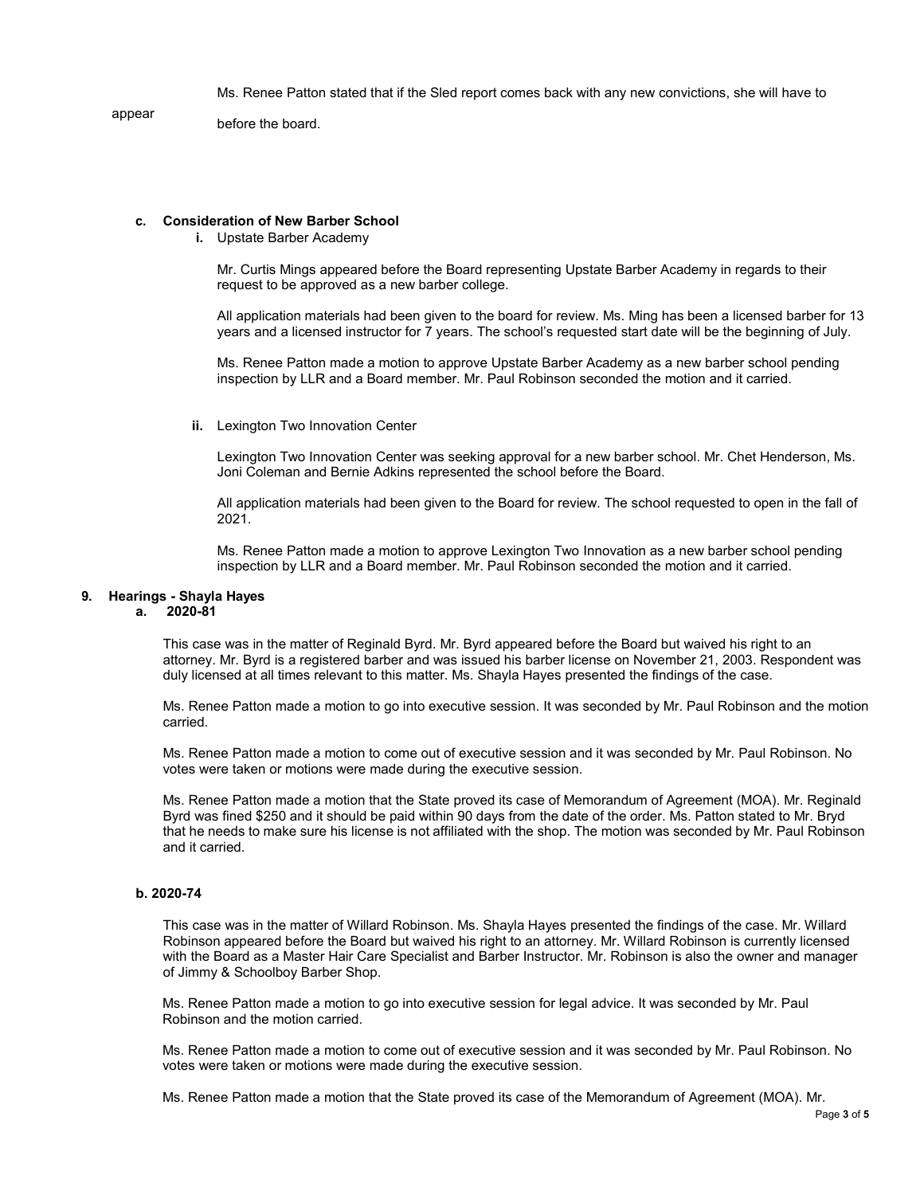Ms. Renee Patton stated that if the Sled report comes back with any new convictions, she will have to appear before the board.

**c. Consideration of New Barber School**

**i.** Upstate Barber Academy

Mr. Curtis Mings appeared before the Board representing Upstate Barber Academy in regards to their request to be approved as a new barber college.

All application materials had been given to the board for review. Ms. Ming has been a licensed barber for 13 years and a licensed instructor for 7 years. The school's requested start date will be the beginning of July.

Ms. Renee Patton made a motion to approve Upstate Barber Academy as a new barber school pending inspection by LLR and a Board member. Mr. Paul Robinson seconded the motion and it carried.

**ii.** Lexington Two Innovation Center

Lexington Two Innovation Center was seeking approval for a new barber school. Mr. Chet Henderson, Ms. Joni Coleman and Bernie Adkins represented the school before the Board.

All application materials had been given to the Board for review. The school requested to open in the fall of 2021.

Ms. Renee Patton made a motion to approve Lexington Two Innovation as a new barber school pending inspection by LLR and a Board member. Mr. Paul Robinson seconded the motion and it carried.

**9. Hearings - Shayla Hayes**

**a. 2020-81**

This case was in the matter of Reginald Byrd. Mr. Byrd appeared before the Board but waived his right to an attorney. Mr. Byrd is a registered barber and was issued his barber license on November 21, 2003. Respondent was duly licensed at all times relevant to this matter. Ms. Shayla Hayes presented the findings of the case.

Ms. Renee Patton made a motion to go into executive session. It was seconded by Mr. Paul Robinson and the motion carried.

Ms. Renee Patton made a motion to come out of executive session and it was seconded by Mr. Paul Robinson. No votes were taken or motions were made during the executive session.

Ms. Renee Patton made a motion that the State proved its case of Memorandum of Agreement (MOA). Mr. Reginald Byrd was fined $250 and it should be paid within 90 days from the date of the order. Ms. Patton stated to Mr. Bryd that he needs to make sure his license is not affiliated with the shop. The motion was seconded by Mr. Paul Robinson and it carried.

**b. 2020-74**

This case was in the matter of Willard Robinson. Ms. Shayla Hayes presented the findings of the case. Mr. Willard Robinson appeared before the Board but waived his right to an attorney. Mr. Willard Robinson is currently licensed with the Board as a Master Hair Care Specialist and Barber Instructor. Mr. Robinson is also the owner and manager of Jimmy & Schoolboy Barber Shop.

Ms. Renee Patton made a motion to go into executive session for legal advice. It was seconded by Mr. Paul Robinson and the motion carried.

Ms. Renee Patton made a motion to come out of executive session and it was seconded by Mr. Paul Robinson. No votes were taken or motions were made during the executive session.

Ms. Renee Patton made a motion that the State proved its case of the Memorandum of Agreement (MOA). Mr.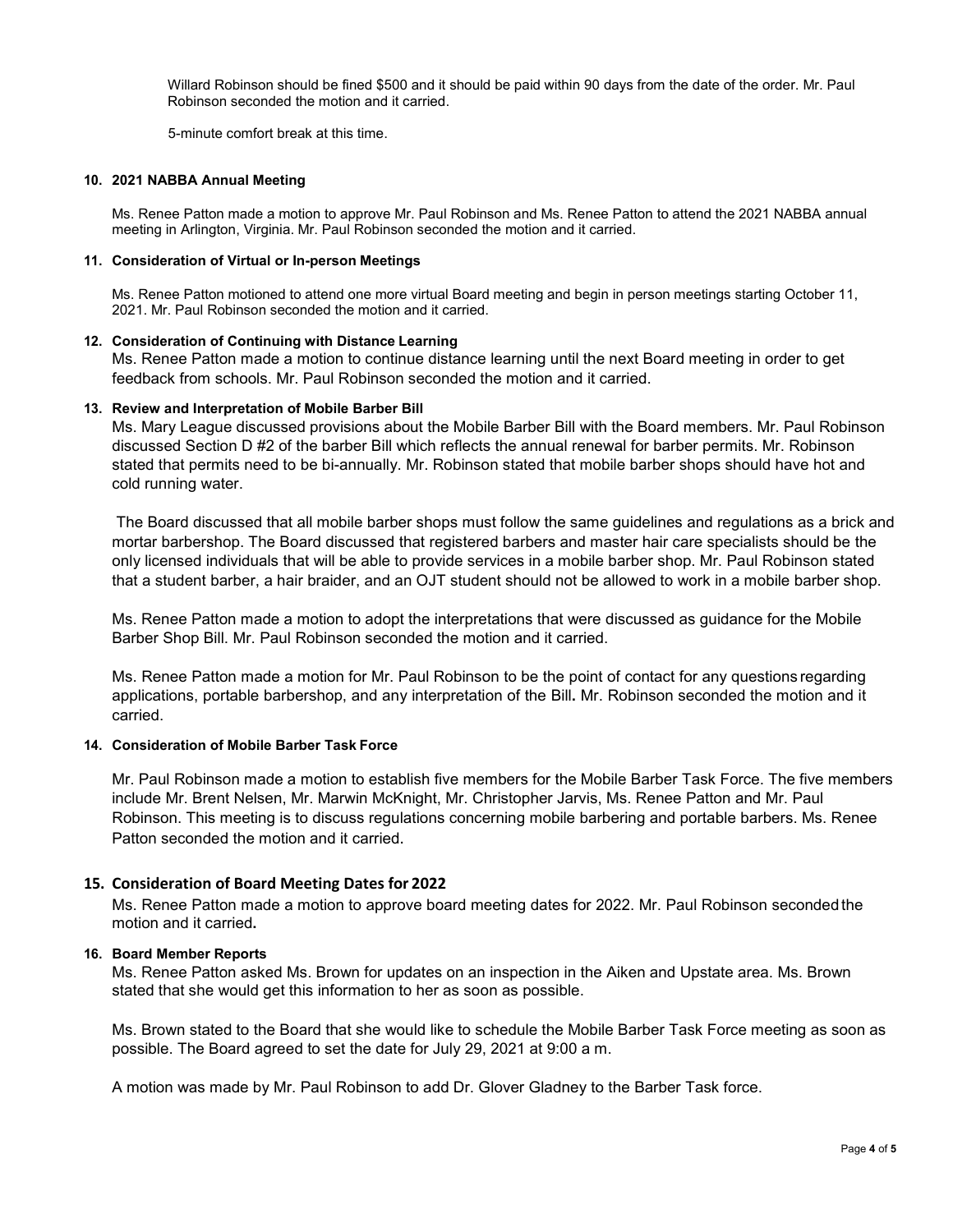Willard Robinson should be fined $500 and it should be paid within 90 days from the date of the order. Mr. Paul Robinson seconded the motion and it carried.

5-minute comfort break at this time.

#### 10. 2021 NABBA Annual Meeting

Ms. Renee Patton made a motion to approve Mr. Paul Robinson and Ms. Renee Patton to attend the 2021 NABBA annual meeting in Arlington, Virginia. Mr. Paul Robinson seconded the motion and it carried.

#### 11. Consideration of Virtual or In-person Meetings

Ms. Renee Patton motioned to attend one more virtual Board meeting and begin in person meetings starting October 11, 2021. Mr. Paul Robinson seconded the motion and it carried.

#### 12. Consideration of Continuing with Distance Learning

Ms. Renee Patton made a motion to continue distance learning until the next Board meeting in order to get feedback from schools. Mr. Paul Robinson seconded the motion and it carried.

#### 13. Review and Interpretation of Mobile Barber Bill

Ms. Mary League discussed provisions about the Mobile Barber Bill with the Board members. Mr. Paul Robinson discussed Section D #2 of the barber Bill which reflects the annual renewal for barber permits. Mr. Robinson stated that permits need to be bi-annually. Mr. Robinson stated that mobile barber shops should have hot and cold running water.

The Board discussed that all mobile barber shops must follow the same guidelines and regulations as a brick and mortar barbershop. The Board discussed that registered barbers and master hair care specialists should be the only licensed individuals that will be able to provide services in a mobile barber shop. Mr. Paul Robinson stated that a student barber, a hair braider, and an OJT student should not be allowed to work in a mobile barber shop.

Ms. Renee Patton made a motion to adopt the interpretations that were discussed as guidance for the Mobile Barber Shop Bill. Mr. Paul Robinson seconded the motion and it carried.

Ms. Renee Patton made a motion for Mr. Paul Robinson to be the point of contact for any questions regarding applications, portable barbershop, and any interpretation of the Bill**.** Mr. Robinson seconded the motion and it carried.

#### 14. Consideration of Mobile Barber Task Force

Mr. Paul Robinson made a motion to establish five members for the Mobile Barber Task Force. The five members include Mr. Brent Nelsen, Mr. Marwin McKnight, Mr. Christopher Jarvis, Ms. Renee Patton and Mr. Paul Robinson. This meeting is to discuss regulations concerning mobile barbering and portable barbers. Ms. Renee Patton seconded the motion and it carried.

### 15. Consideration of Board Meeting Dates for 2022

Ms. Renee Patton made a motion to approve board meeting dates for 2022. Mr. Paul Robinson seconded the motion and it carried**.**

#### 16. Board Member Reports

Ms. Renee Patton asked Ms. Brown for updates on an inspection in the Aiken and Upstate area. Ms. Brown stated that she would get this information to her as soon as possible.

Ms. Brown stated to the Board that she would like to schedule the Mobile Barber Task Force meeting as soon as possible. The Board agreed to set the date for July 29, 2021 at 9:00 a m.

A motion was made by Mr. Paul Robinson to add Dr. Glover Gladney to the Barber Task force.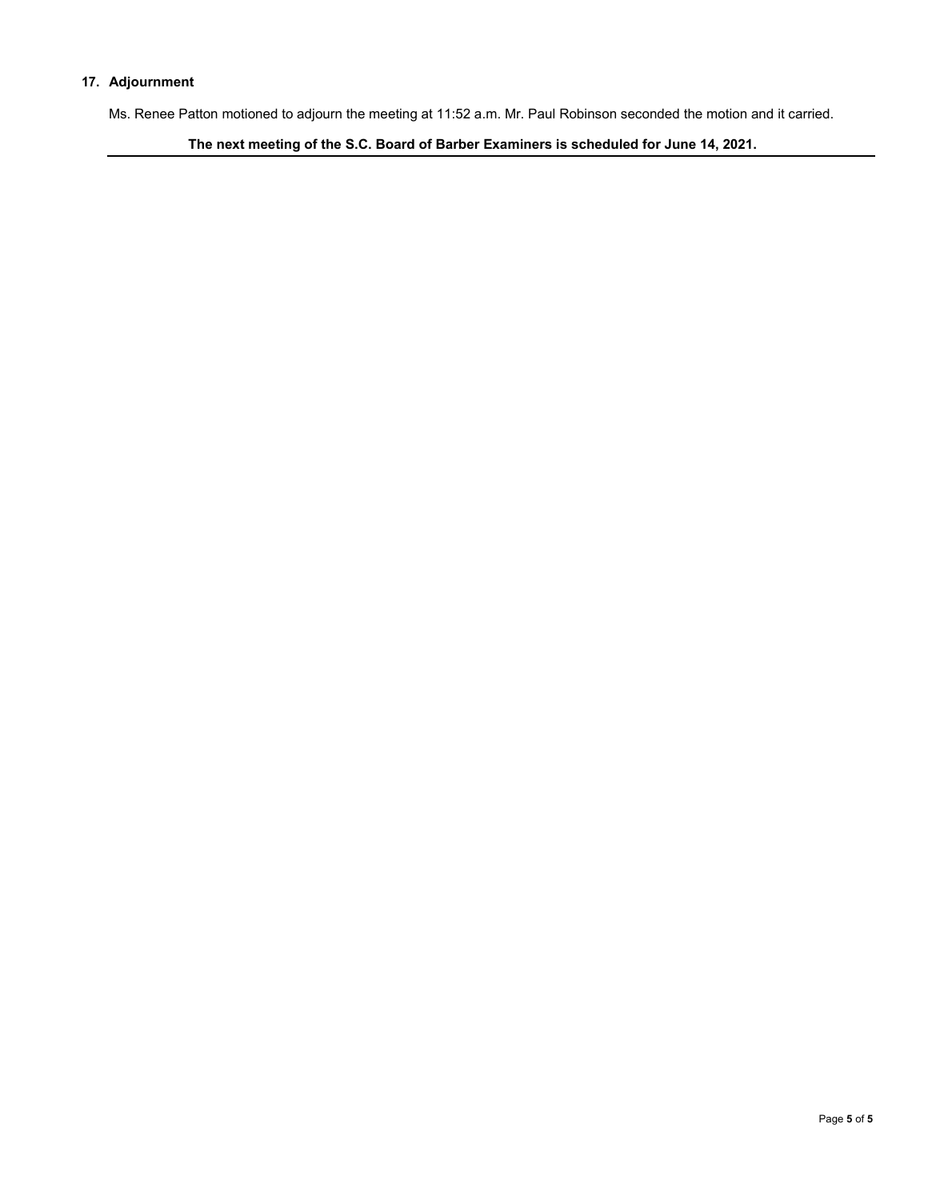### 17. Adjournment

Ms. Renee Patton motioned to adjourn the meeting at 11:52 a.m. Mr. Paul Robinson seconded the motion and it carried.

**The next meeting of the S.C. Board of Barber Examiners is scheduled for June 14, 2021.**